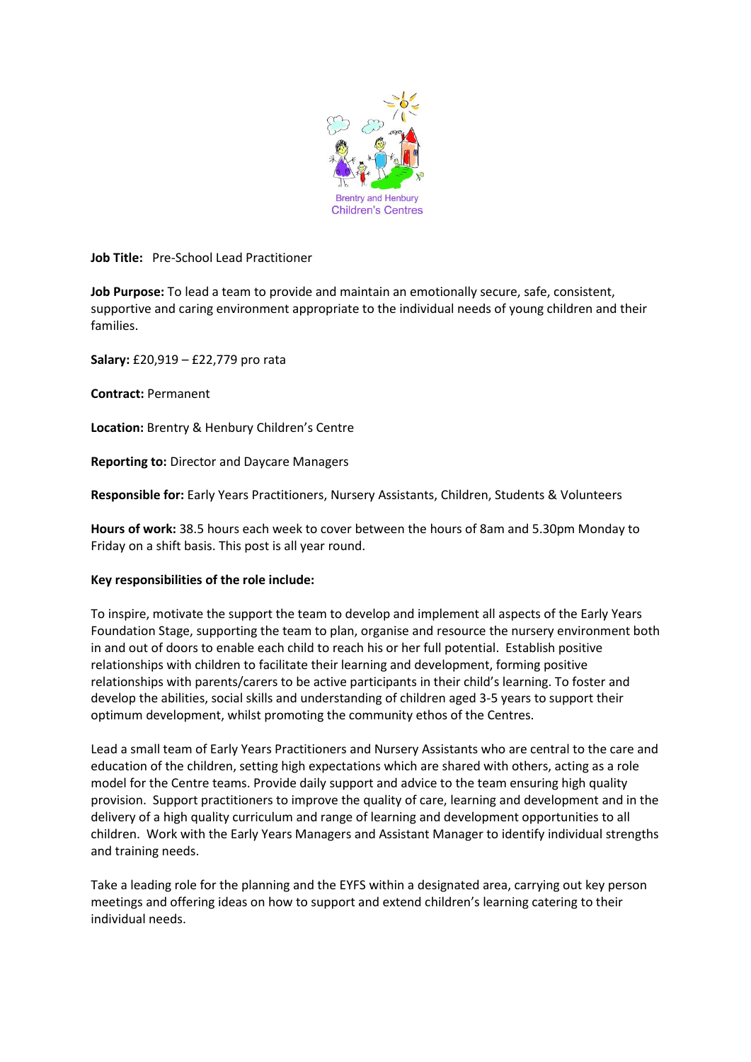Brentry and Henbury Children's Centres

**Job Title:** Pre-School Lead Practitioner

**Job Purpose:** To lead a team to provide and maintain an emotionally secure, safe, consistent, supportive and caring environment appropriate to the individual needs of young children and their families.

**Salary:** £20,919 – £22,779 pro rata

**Contract:** Permanent

**Location:** Brentry & Henbury Children's Centre

**Reporting to:** Director and Daycare Managers

**Responsible for:** Early Years Practitioners, Nursery Assistants, Children, Students & Volunteers

**Hours of work:** 38.5 hours each week to cover between the hours of 8am and 5.30pm Monday to Friday on a shift basis. This post is all year round.

**Key responsibilities of the role include:**

To inspire, motivate the support the team to develop and implement all aspects of the Early Years Foundation Stage, supporting the team to plan, organise and resource the nursery environment both in and out of doors to enable each child to reach his or her full potential. Establish positive relationships with children to facilitate their learning and development, forming positive relationships with parents/carers to be active participants in their child's learning. To foster and develop the abilities, social skills and understanding of children aged 3-5 years to support their optimum development, whilst promoting the community ethos of the Centres.

Lead a small team of Early Years Practitioners and Nursery Assistants who are central to the care and education of the children, setting high expectations which are shared with others, acting as a role model for the Centre teams. Provide daily support and advice to the team ensuring high quality provision. Support practitioners to improve the quality of care, learning and development and in the delivery of a high quality curriculum and range of learning and development opportunities to all children. Work with the Early Years Managers and Assistant Manager to identify individual strengths and training needs.

Take a leading role for the planning and the EYFS within a designated area, carrying out key person meetings and offering ideas on how to support and extend children's learning catering to their individual needs.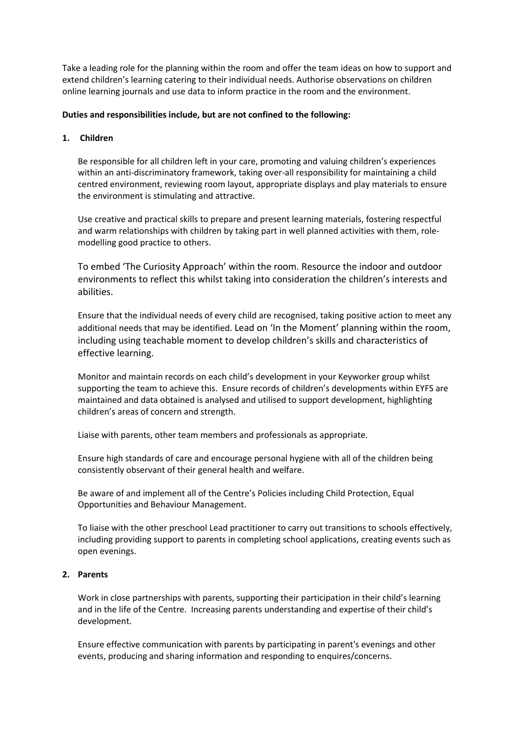Take a leading role for the planning within the room and offer the team ideas on how to support and extend children's learning catering to their individual needs. Authorise observations on children online learning journals and use data to inform practice in the room and the environment.

**Duties and responsibilities include, but are not confined to the following:**

**1. Children**

Be responsible for all children left in your care, promoting and valuing children's experiences within an anti-discriminatory framework, taking over-all responsibility for maintaining a child centred environment, reviewing room layout, appropriate displays and play materials to ensure the environment is stimulating and attractive.

Use creative and practical skills to prepare and present learning materials, fostering respectful and warm relationships with children by taking part in well planned activities with them, role-modelling good practice to others.

To embed 'The Curiosity Approach' within the room. Resource the indoor and outdoor environments to reflect this whilst taking into consideration the children's interests and abilities.

Ensure that the individual needs of every child are recognised, taking positive action to meet any additional needs that may be identified. Lead on 'In the Moment' planning within the room, including using teachable moment to develop children's skills and characteristics of effective learning.

Monitor and maintain records on each child's development in your Keyworker group whilst supporting the team to achieve this. Ensure records of children's developments within EYFS are maintained and data obtained is analysed and utilised to support development, highlighting children's areas of concern and strength.

Liaise with parents, other team members and professionals as appropriate.

Ensure high standards of care and encourage personal hygiene with all of the children being consistently observant of their general health and welfare.

Be aware of and implement all of the Centre's Policies including Child Protection, Equal Opportunities and Behaviour Management.

To liaise with the other preschool Lead practitioner to carry out transitions to schools effectively, including providing support to parents in completing school applications, creating events such as open evenings.

**2. Parents**

Work in close partnerships with parents, supporting their participation in their child's learning and in the life of the Centre. Increasing parents understanding and expertise of their child's development.

Ensure effective communication with parents by participating in parent's evenings and other events, producing and sharing information and responding to enquires/concerns.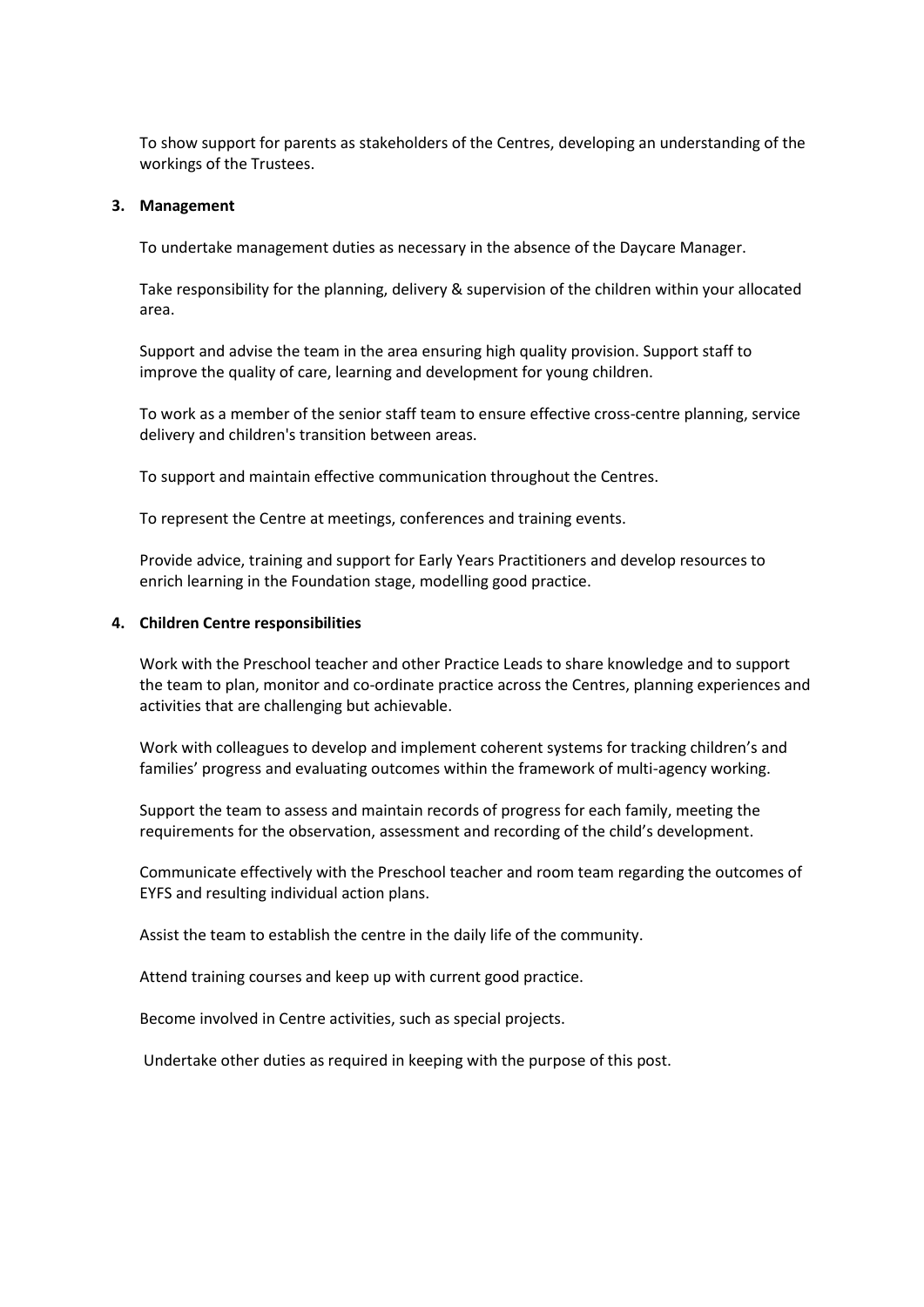To show support for parents as stakeholders of the Centres, developing an understanding of the workings of the Trustees.

**3. Management**

To undertake management duties as necessary in the absence of the Daycare Manager.

Take responsibility for the planning, delivery & supervision of the children within your allocated area.

Support and advise the team in the area ensuring high quality provision. Support staff to improve the quality of care, learning and development for young children.

To work as a member of the senior staff team to ensure effective cross-centre planning, service delivery and children's transition between areas.

To support and maintain effective communication throughout the Centres.

To represent the Centre at meetings, conferences and training events.

Provide advice, training and support for Early Years Practitioners and develop resources to enrich learning in the Foundation stage, modelling good practice.

**4. Children Centre responsibilities**

Work with the Preschool teacher and other Practice Leads to share knowledge and to support the team to plan, monitor and co-ordinate practice across the Centres, planning experiences and activities that are challenging but achievable.

Work with colleagues to develop and implement coherent systems for tracking children's and families' progress and evaluating outcomes within the framework of multi-agency working.

Support the team to assess and maintain records of progress for each family, meeting the requirements for the observation, assessment and recording of the child's development.

Communicate effectively with the Preschool teacher and room team regarding the outcomes of EYFS and resulting individual action plans.

Assist the team to establish the centre in the daily life of the community.

Attend training courses and keep up with current good practice.

Become involved in Centre activities, such as special projects.

Undertake other duties as required in keeping with the purpose of this post.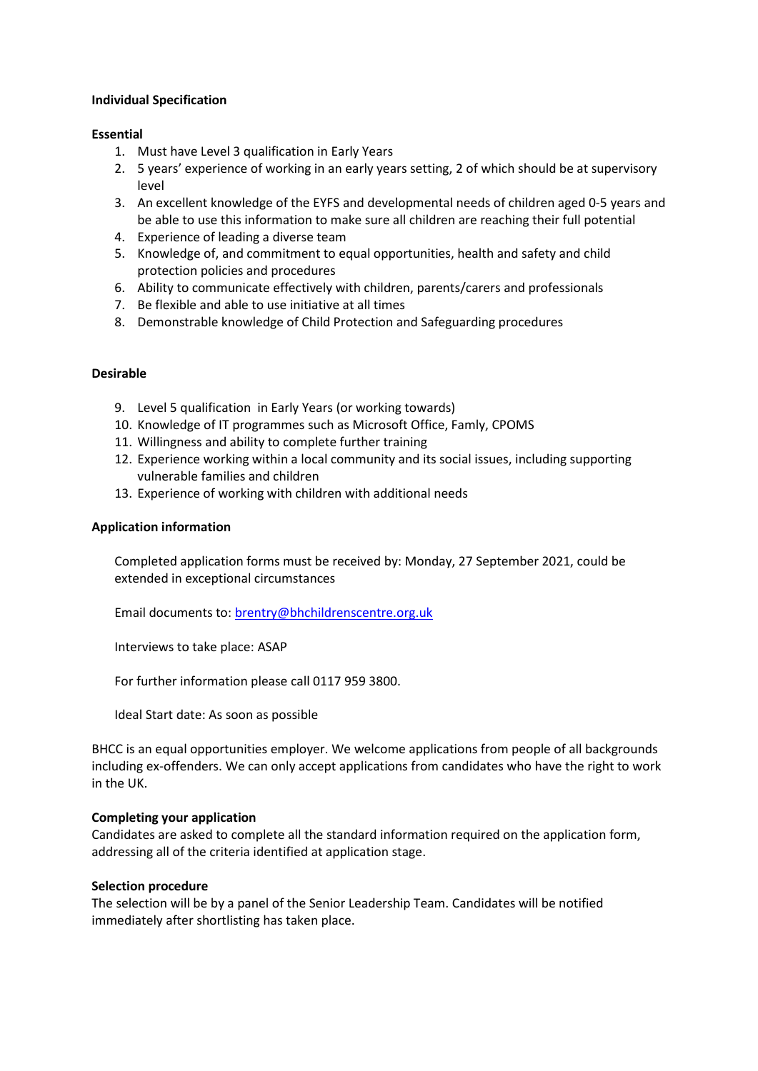**Individual Specification**

**Essential**

1. Must have Level 3 qualification in Early Years
2. 5 years' experience of working in an early years setting, 2 of which should be at supervisory level
3. An excellent knowledge of the EYFS and developmental needs of children aged 0-5 years and be able to use this information to make sure all children are reaching their full potential
4. Experience of leading a diverse team
5. Knowledge of, and commitment to equal opportunities, health and safety and child protection policies and procedures
6. Ability to communicate effectively with children, parents/carers and professionals
7. Be flexible and able to use initiative at all times
8. Demonstrable knowledge of Child Protection and Safeguarding procedures

**Desirable**

9. Level 5 qualification in Early Years (or working towards)
10. Knowledge of IT programmes such as Microsoft Office, Famly, CPOMS
11. Willingness and ability to complete further training
12. Experience working within a local community and its social issues, including supporting vulnerable families and children
13. Experience of working with children with additional needs

**Application information**

Completed application forms must be received by: Monday, 27 September 2021, could be extended in exceptional circumstances

Email documents to: [brentry@bhchildrenscentre.org.uk](mailto:brentry@bhchildrenscentre.org.uk)

Interviews to take place: ASAP

For further information please call 0117 959 3800.

Ideal Start date: As soon as possible

BHCC is an equal opportunities employer. We welcome applications from people of all backgrounds including ex-offenders. We can only accept applications from candidates who have the right to work in the UK.

**Completing your application**

Candidates are asked to complete all the standard information required on the application form, addressing all of the criteria identified at application stage.

**Selection procedure**

The selection will be by a panel of the Senior Leadership Team. Candidates will be notified immediately after shortlisting has taken place.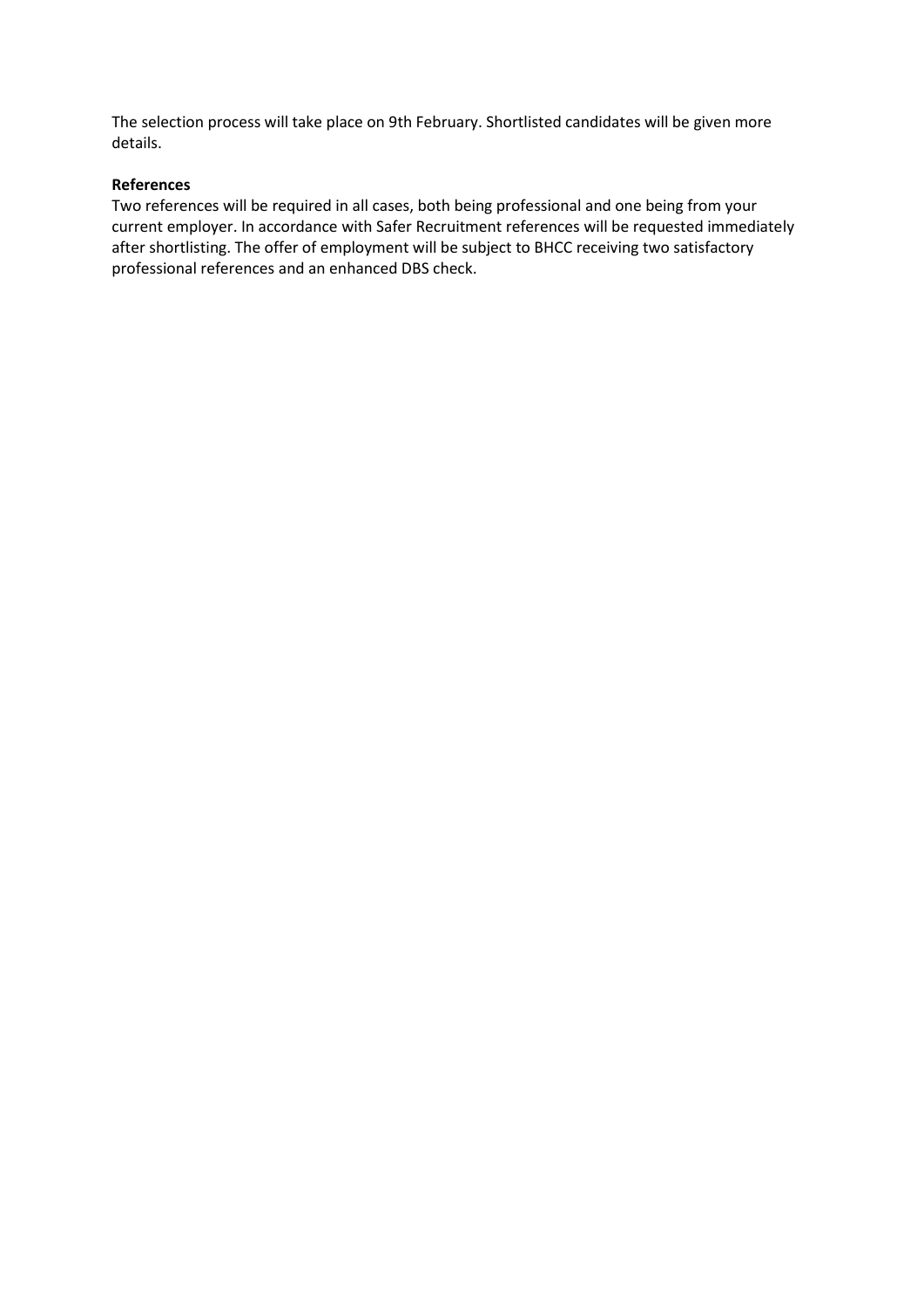The selection process will take place on 9th February. Shortlisted candidates will be given more details.

**References**

Two references will be required in all cases, both being professional and one being from your current employer. In accordance with Safer Recruitment references will be requested immediately after shortlisting. The offer of employment will be subject to BHCC receiving two satisfactory professional references and an enhanced DBS check.